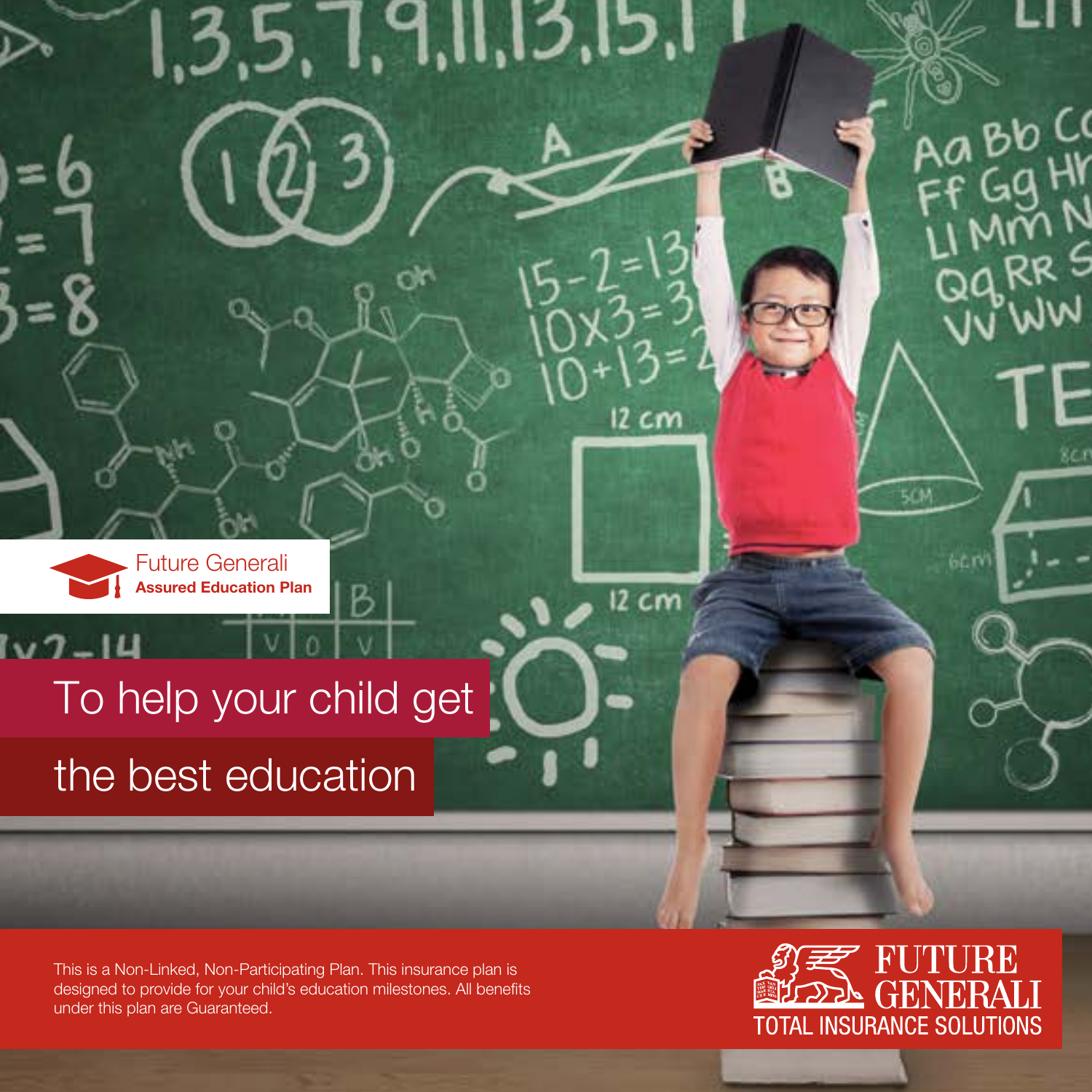Future Generali
**Assured Education Plan**

# To help your child get the best education

This is a Non-Linked, Non-Participating Plan. This insurance plan is designed to provide for your child's education milestones. All benefits under this plan are Guaranteed.

FUTURE GENERALI
TOTAL INSURANCE SOLUTIONS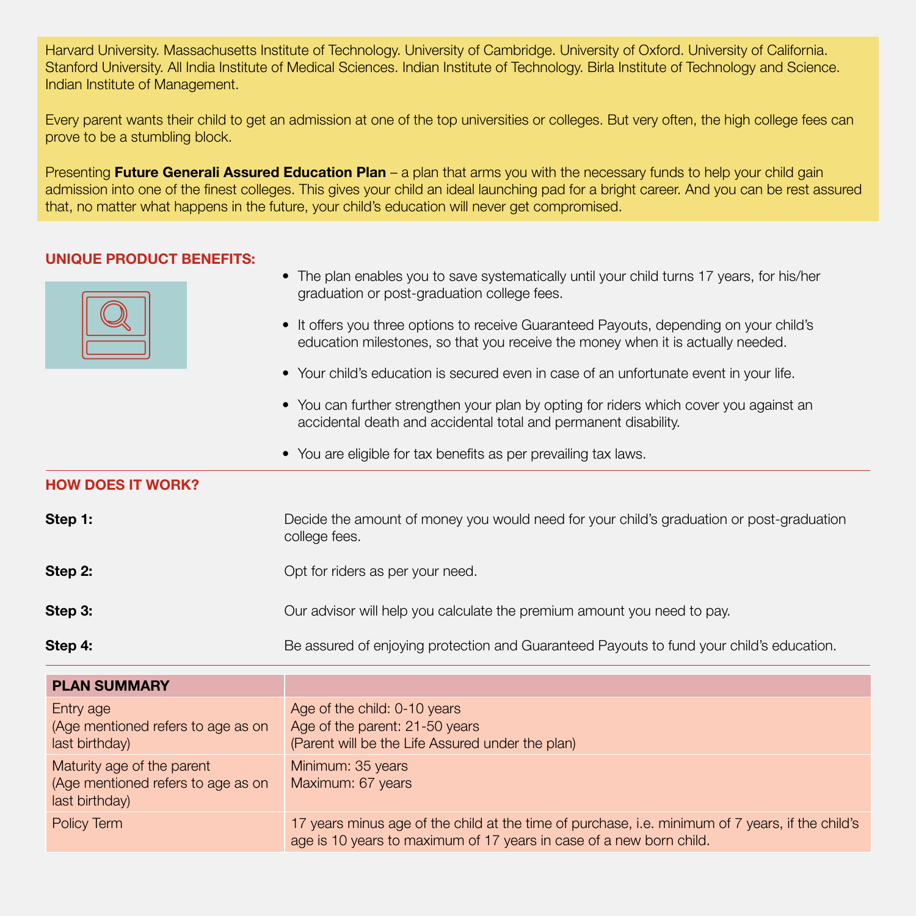Harvard University. Massachusetts Institute of Technology. University of Cambridge. University of Oxford. University of California. Stanford University. All India Institute of Medical Sciences. Indian Institute of Technology. Birla Institute of Technology and Science. Indian Institute of Management.

Every parent wants their child to get an admission at one of the top universities or colleges. But very often, the high college fees can prove to be a stumbling block.

Presenting **Future Generali Assured Education Plan** – a plan that arms you with the necessary funds to help your child gain admission into one of the finest colleges. This gives your child an ideal launching pad for a bright career. And you can be rest assured that, no matter what happens in the future, your child's education will never get compromised.

## UNIQUE PRODUCT BENEFITS:

- The plan enables you to save systematically until your child turns 17 years, for his/her graduation or post-graduation college fees.
- It offers you three options to receive Guaranteed Payouts, depending on your child's education milestones, so that you receive the money when it is actually needed.
- Your child's education is secured even in case of an unfortunate event in your life.
- You can further strengthen your plan by opting for riders which cover you against an accidental death and accidental total and permanent disability.
- You are eligible for tax benefits as per prevailing tax laws.

## HOW DOES IT WORK?

**Step 1:** Decide the amount of money you would need for your child's graduation or post-graduation college fees.

**Step 2:** Opt for riders as per your need.

**Step 3:** Our advisor will help you calculate the premium amount you need to pay.

**Step 4:** Be assured of enjoying protection and Guaranteed Payouts to fund your child's education.

| PLAN SUMMARY | |
|---|---|
| Entry age<br>(Age mentioned refers to age as on last birthday) | Age of the child: 0-10 years<br>Age of the parent: 21-50 years<br>(Parent will be the Life Assured under the plan) |
| Maturity age of the parent<br>(Age mentioned refers to age as on last birthday) | Minimum: 35 years<br>Maximum: 67 years |
| Policy Term | 17 years minus age of the child at the time of purchase, i.e. minimum of 7 years, if the child's age is 10 years to maximum of 17 years in case of a new born child. |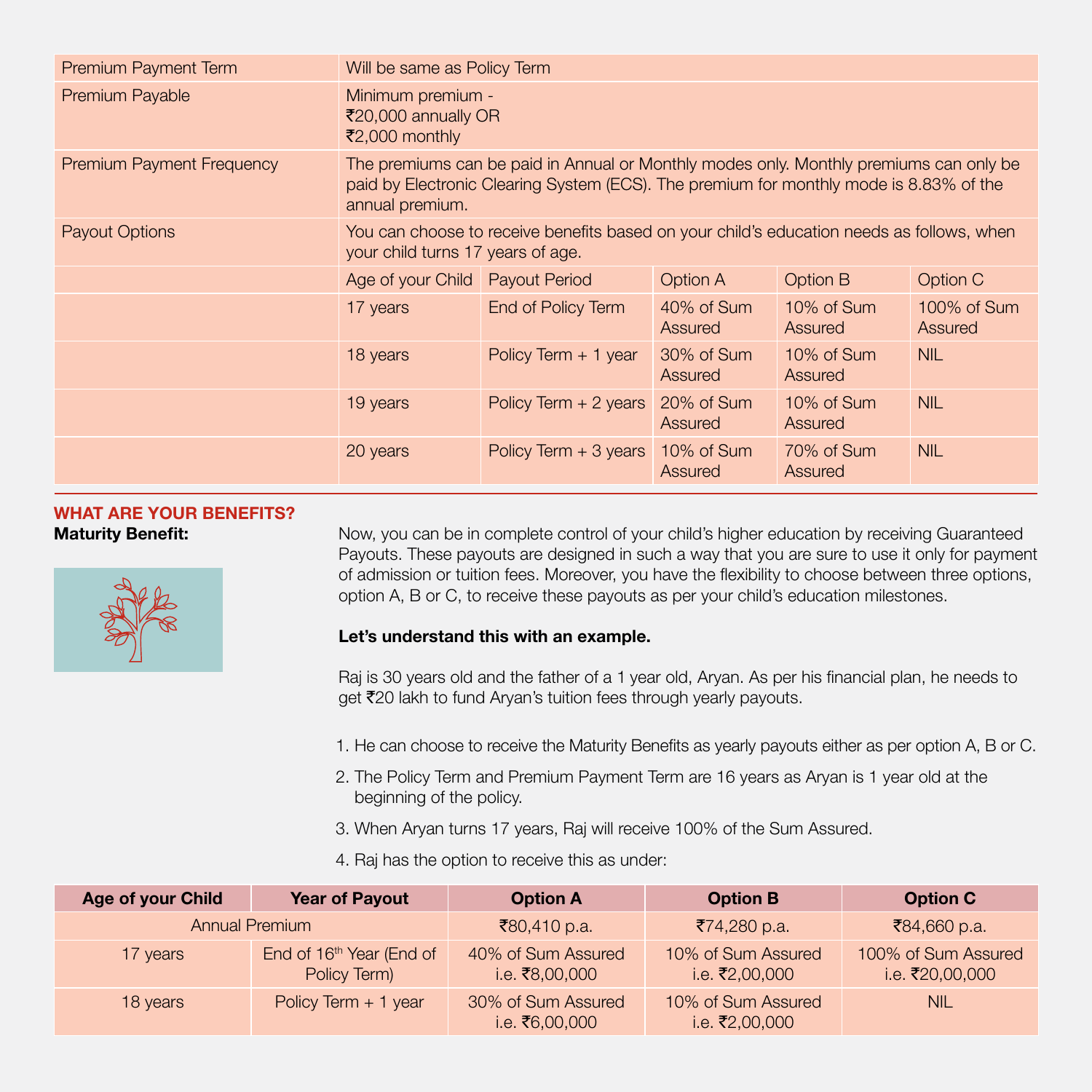| | | | | | |
|---|---|---|---|---|---|
| Premium Payment Term | Will be same as Policy Term | | | | |
| Premium Payable | Minimum premium -<br>₹20,000 annually OR<br>₹2,000 monthly | | | | |
| Premium Payment Frequency | The premiums can be paid in Annual or Monthly modes only. Monthly premiums can only be paid by Electronic Clearing System (ECS). The premium for monthly mode is 8.83% of the annual premium. | | | | |
| Payout Options | You can choose to receive benefits based on your child's education needs as follows, when your child turns 17 years of age. | | | | |
| | Age of your Child | Payout Period | Option A | Option B | Option C |
| | 17 years | End of Policy Term | 40% of Sum Assured | 10% of Sum Assured | 100% of Sum Assured |
| | 18 years | Policy Term + 1 year | 30% of Sum Assured | 10% of Sum Assured | NIL |
| | 19 years | Policy Term + 2 years | 20% of Sum Assured | 10% of Sum Assured | NIL |
| | 20 years | Policy Term + 3 years | 10% of Sum Assured | 70% of Sum Assured | NIL |

## WHAT ARE YOUR BENEFITS?

**Maturity Benefit:**

Now, you can be in complete control of your child's higher education by receiving Guaranteed Payouts. These payouts are designed in such a way that you are sure to use it only for payment of admission or tuition fees. Moreover, you have the flexibility to choose between three options, option A, B or C, to receive these payouts as per your child's education milestones.

**Let's understand this with an example.**

Raj is 30 years old and the father of a 1 year old, Aryan. As per his financial plan, he needs to get ₹20 lakh to fund Aryan's tuition fees through yearly payouts.

1. He can choose to receive the Maturity Benefits as yearly payouts either as per option A, B or C.
2. The Policy Term and Premium Payment Term are 16 years as Aryan is 1 year old at the beginning of the policy.
3. When Aryan turns 17 years, Raj will receive 100% of the Sum Assured.
4. Raj has the option to receive this as under:

| Age of your Child | Year of Payout | Option A | Option B | Option C |
|---|---|---|---|---|
| Annual Premium | | ₹80,410 p.a. | ₹74,280 p.a. | ₹84,660 p.a. |
| 17 years | End of 16th Year (End of Policy Term) | 40% of Sum Assured i.e. ₹8,00,000 | 10% of Sum Assured i.e. ₹2,00,000 | 100% of Sum Assured i.e. ₹20,00,000 |
| 18 years | Policy Term + 1 year | 30% of Sum Assured i.e. ₹6,00,000 | 10% of Sum Assured i.e. ₹2,00,000 | NIL |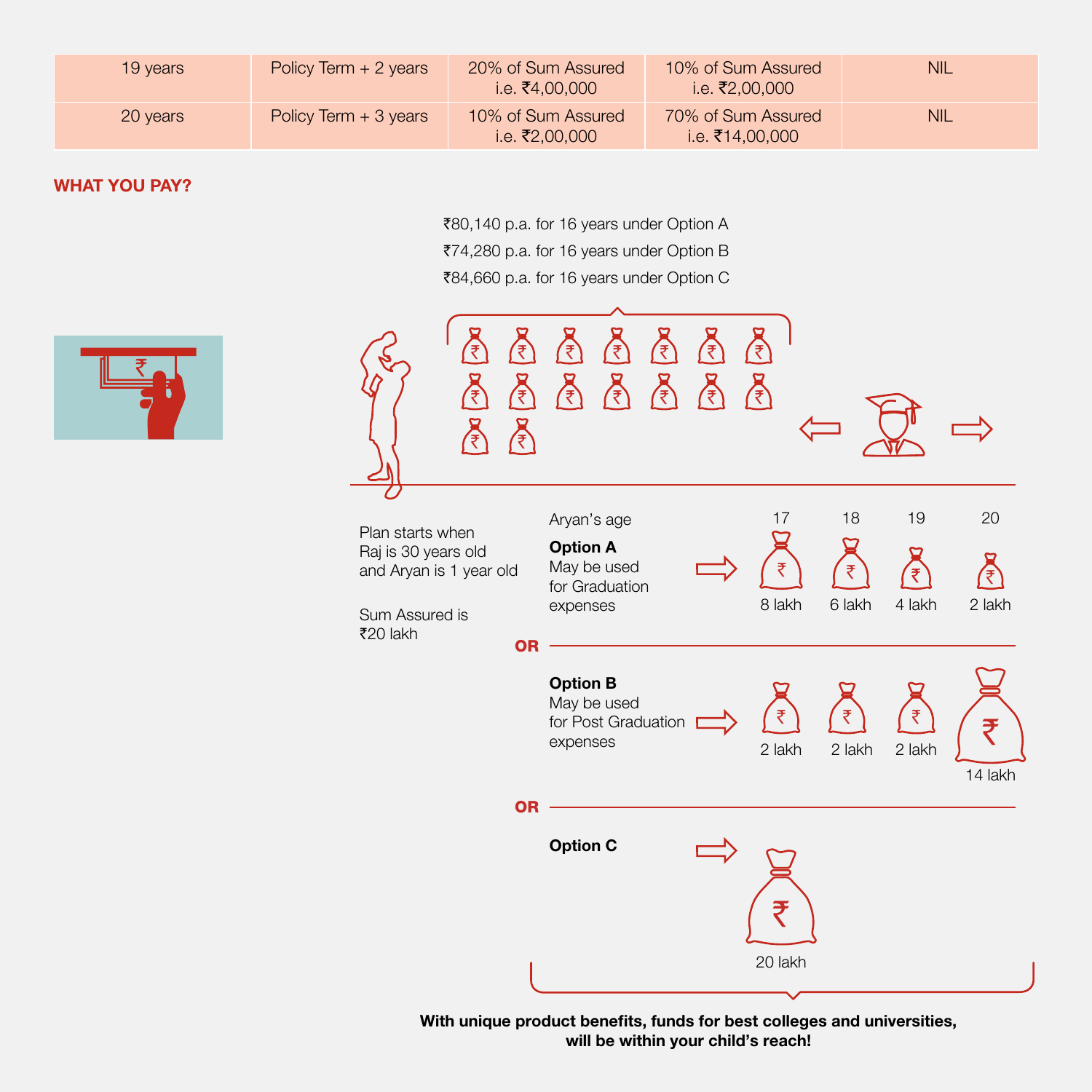| 19 years | Policy Term + 2 years | 20% of Sum Assured i.e. ₹4,00,000 | 10% of Sum Assured i.e. ₹2,00,000 | NIL |
|---|---|---|---|---|
| 20 years | Policy Term + 3 years | 10% of Sum Assured i.e. ₹2,00,000 | 70% of Sum Assured i.e. ₹14,00,000 | NIL |

## WHAT YOU PAY?

₹80,140 p.a. for 16 years under Option A

₹74,280 p.a. for 16 years under Option B

₹84,660 p.a. for 16 years under Option C

Plan starts when Raj is 30 years old and Aryan is 1 year old

Sum Assured is ₹20 lakh

| Aryan's age | 17 | 18 | 19 | 20 |
|---|---|---|---|---|
| **Option A** May be used for Graduation expenses | 8 lakh | 6 lakh | 4 lakh | 2 lakh |
| **OR** | | | | |
| **Option B** May be used for Post Graduation expenses | 2 lakh | 2 lakh | 2 lakh | 14 lakh |
| **OR** | | | | |
| **Option C** | 20 lakh | | | |

**With unique product benefits, funds for best colleges and universities, will be within your child's reach!**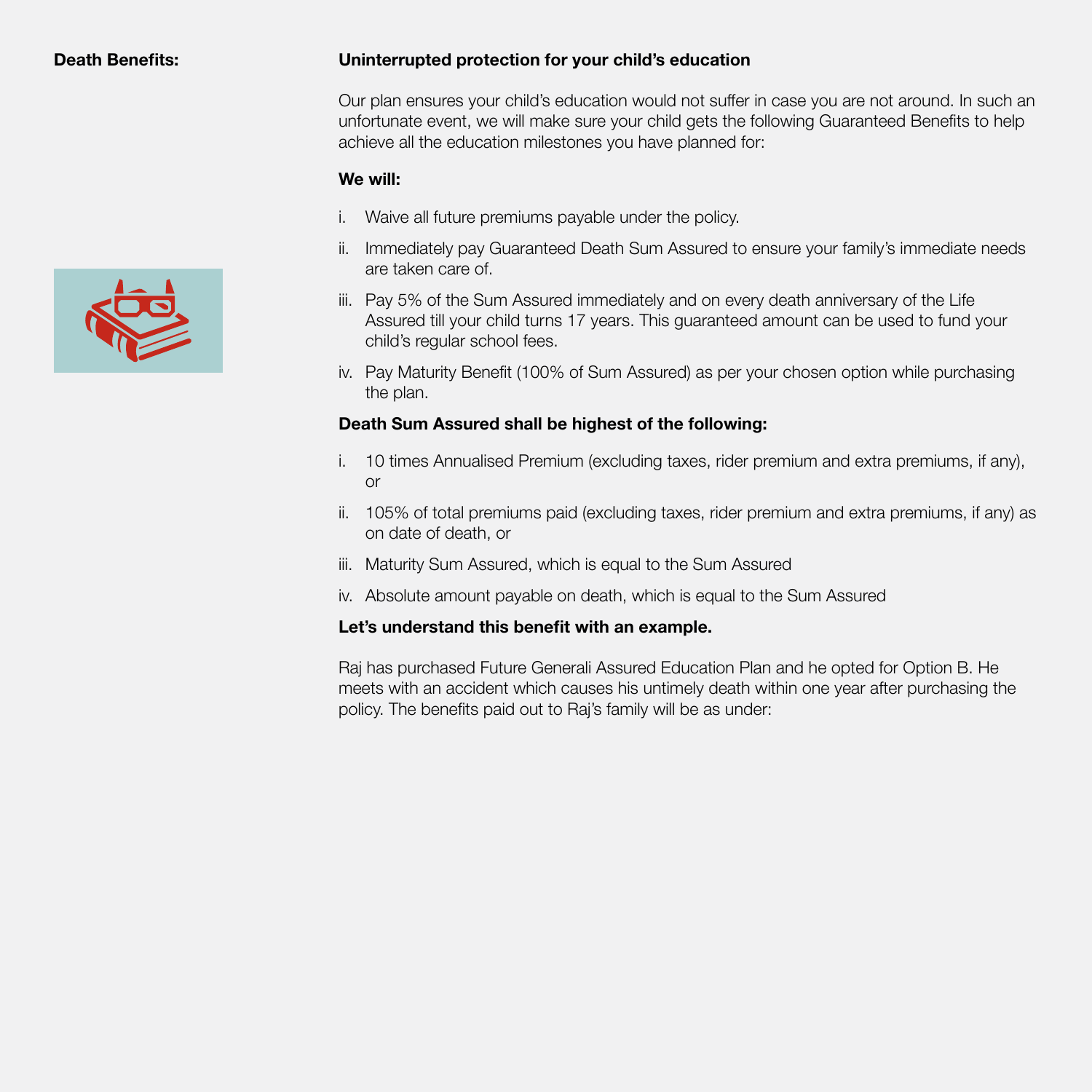**Death Benefits:**

**Uninterrupted protection for your child's education**

Our plan ensures your child's education would not suffer in case you are not around. In such an unfortunate event, we will make sure your child gets the following Guaranteed Benefits to help achieve all the education milestones you have planned for:

**We will:**

i. Waive all future premiums payable under the policy.

ii. Immediately pay Guaranteed Death Sum Assured to ensure your family's immediate needs are taken care of.

iii. Pay 5% of the Sum Assured immediately and on every death anniversary of the Life Assured till your child turns 17 years. This guaranteed amount can be used to fund your child's regular school fees.

iv. Pay Maturity Benefit (100% of Sum Assured) as per your chosen option while purchasing the plan.

**Death Sum Assured shall be highest of the following:**

i. 10 times Annualised Premium (excluding taxes, rider premium and extra premiums, if any), or

ii. 105% of total premiums paid (excluding taxes, rider premium and extra premiums, if any) as on date of death, or

iii. Maturity Sum Assured, which is equal to the Sum Assured

iv. Absolute amount payable on death, which is equal to the Sum Assured

**Let's understand this benefit with an example.**

Raj has purchased Future Generali Assured Education Plan and he opted for Option B. He meets with an accident which causes his untimely death within one year after purchasing the policy. The benefits paid out to Raj's family will be as under: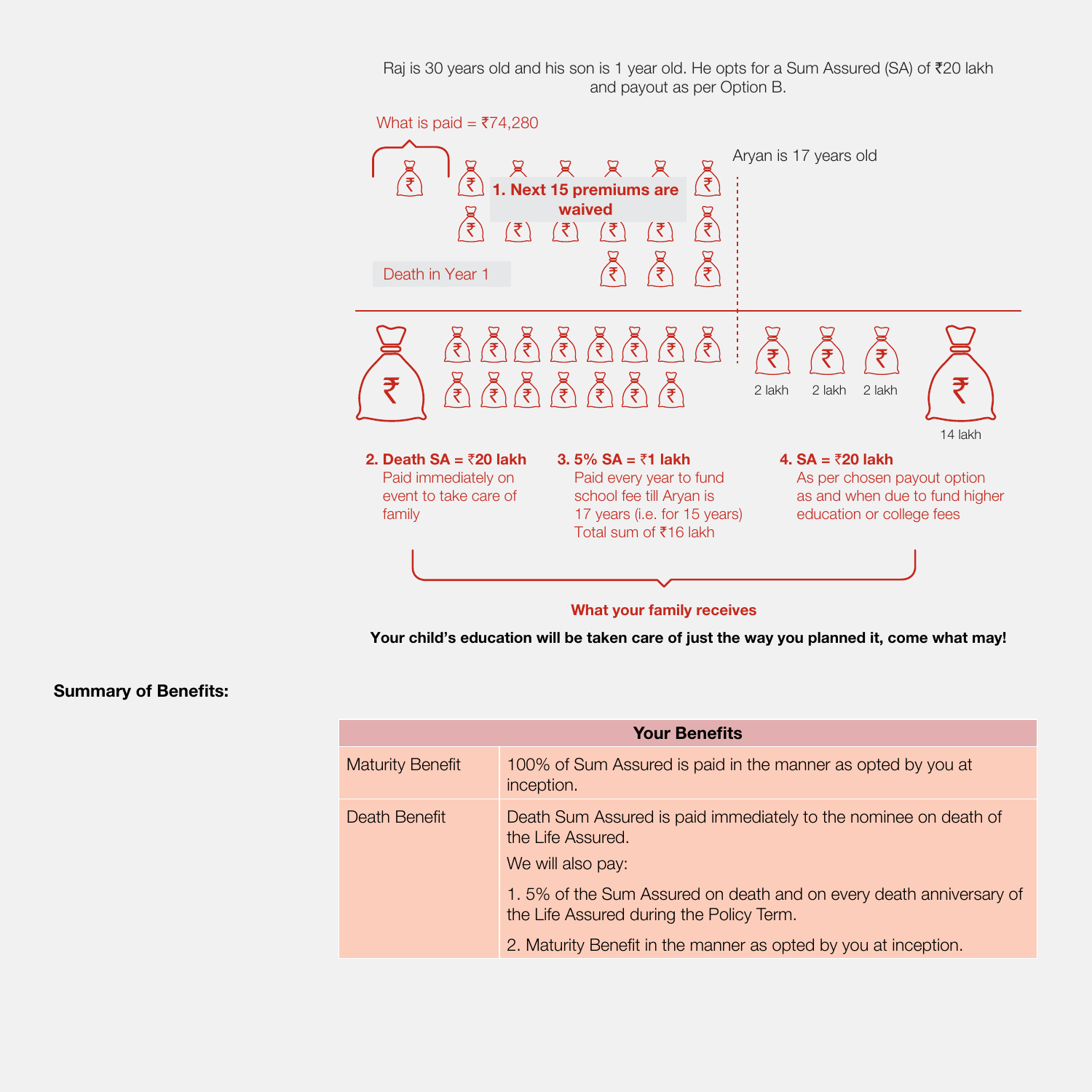Raj is 30 years old and his son is 1 year old. He opts for a Sum Assured (SA) of ₹20 lakh and payout as per Option B.

What is paid = ₹74,280

Aryan is 17 years old

**1. Next 15 premiums are waived**

Death in Year 1

2 lakh 2 lakh 2 lakh

14 lakh

**2. Death SA = ₹20 lakh**
Paid immediately on event to take care of family

**3. 5% SA = ₹1 lakh**
Paid every year to fund school fee till Aryan is 17 years (i.e. for 15 years)
Total sum of ₹16 lakh

**4. SA = ₹20 lakh**
As per chosen payout option as and when due to fund higher education or college fees

**What your family receives**

**Your child's education will be taken care of just the way you planned it, come what may!**

**Summary of Benefits:**

| Your Benefits | |
|---|---|
| Maturity Benefit | 100% of Sum Assured is paid in the manner as opted by you at inception. |
| Death Benefit | Death Sum Assured is paid immediately to the nominee on death of the Life Assured.<br>We will also pay:<br>1. 5% of the Sum Assured on death and on every death anniversary of the Life Assured during the Policy Term.<br>2. Maturity Benefit in the manner as opted by you at inception. |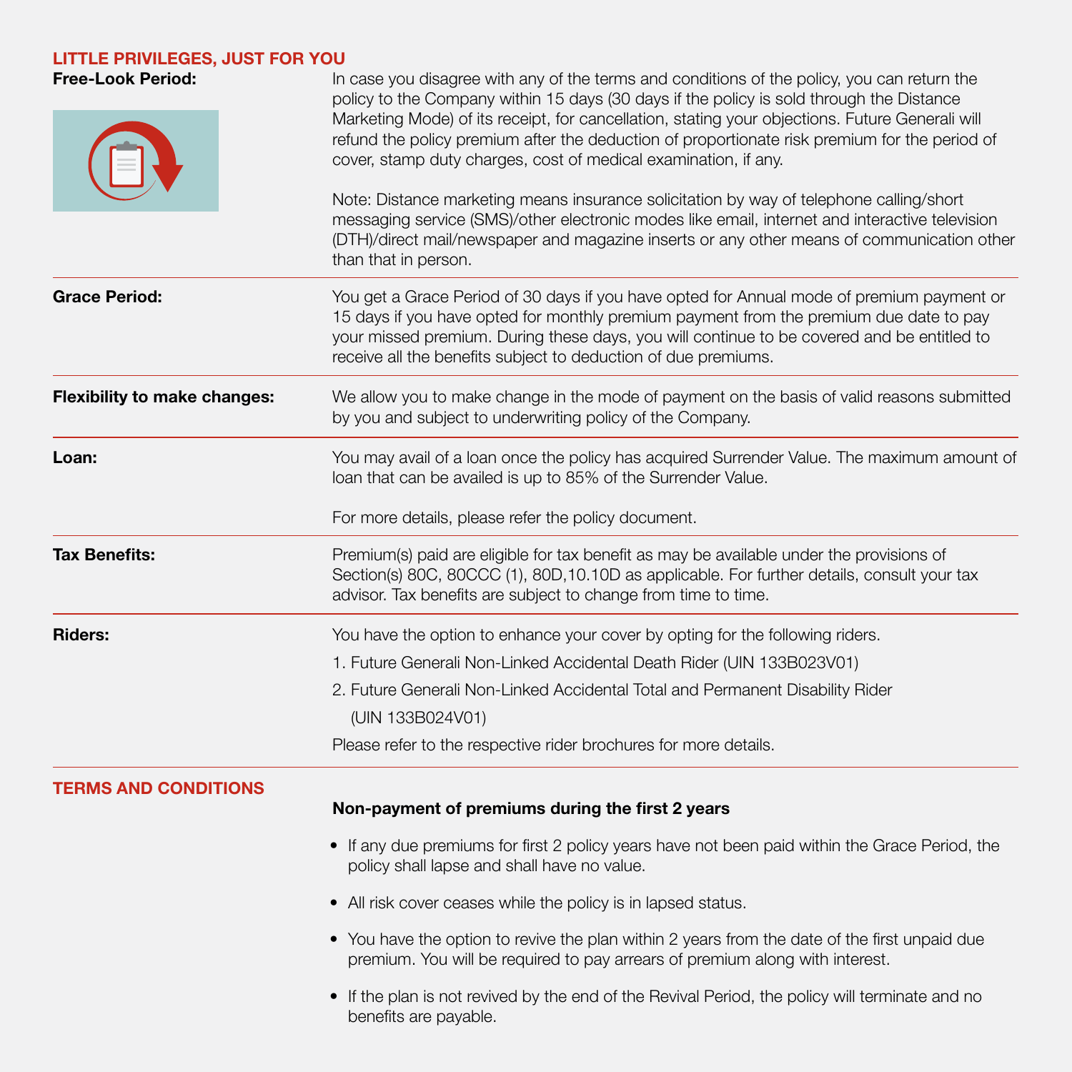## LITTLE PRIVILEGES, JUST FOR YOU

**Free-Look Period:**

In case you disagree with any of the terms and conditions of the policy, you can return the policy to the Company within 15 days (30 days if the policy is sold through the Distance Marketing Mode) of its receipt, for cancellation, stating your objections. Future Generali will refund the policy premium after the deduction of proportionate risk premium for the period of cover, stamp duty charges, cost of medical examination, if any.

Note: Distance marketing means insurance solicitation by way of telephone calling/short messaging service (SMS)/other electronic modes like email, internet and interactive television (DTH)/direct mail/newspaper and magazine inserts or any other means of communication other than that in person.

**Grace Period:**

You get a Grace Period of 30 days if you have opted for Annual mode of premium payment or 15 days if you have opted for monthly premium payment from the premium due date to pay your missed premium. During these days, you will continue to be covered and be entitled to receive all the benefits subject to deduction of due premiums.

**Flexibility to make changes:**

We allow you to make change in the mode of payment on the basis of valid reasons submitted by you and subject to underwriting policy of the Company.

**Loan:**

You may avail of a loan once the policy has acquired Surrender Value. The maximum amount of loan that can be availed is up to 85% of the Surrender Value.

For more details, please refer the policy document.

**Tax Benefits:**

Premium(s) paid are eligible for tax benefit as may be available under the provisions of Section(s) 80C, 80CCC (1), 80D,10.10D as applicable. For further details, consult your tax advisor. Tax benefits are subject to change from time to time.

**Riders:**

You have the option to enhance your cover by opting for the following riders.

1. Future Generali Non-Linked Accidental Death Rider (UIN 133B023V01)
2. Future Generali Non-Linked Accidental Total and Permanent Disability Rider (UIN 133B024V01)

Please refer to the respective rider brochures for more details.

## TERMS AND CONDITIONS

**Non-payment of premiums during the first 2 years**

- If any due premiums for first 2 policy years have not been paid within the Grace Period, the policy shall lapse and shall have no value.
- All risk cover ceases while the policy is in lapsed status.
- You have the option to revive the plan within 2 years from the date of the first unpaid due premium. You will be required to pay arrears of premium along with interest.
- If the plan is not revived by the end of the Revival Period, the policy will terminate and no benefits are payable.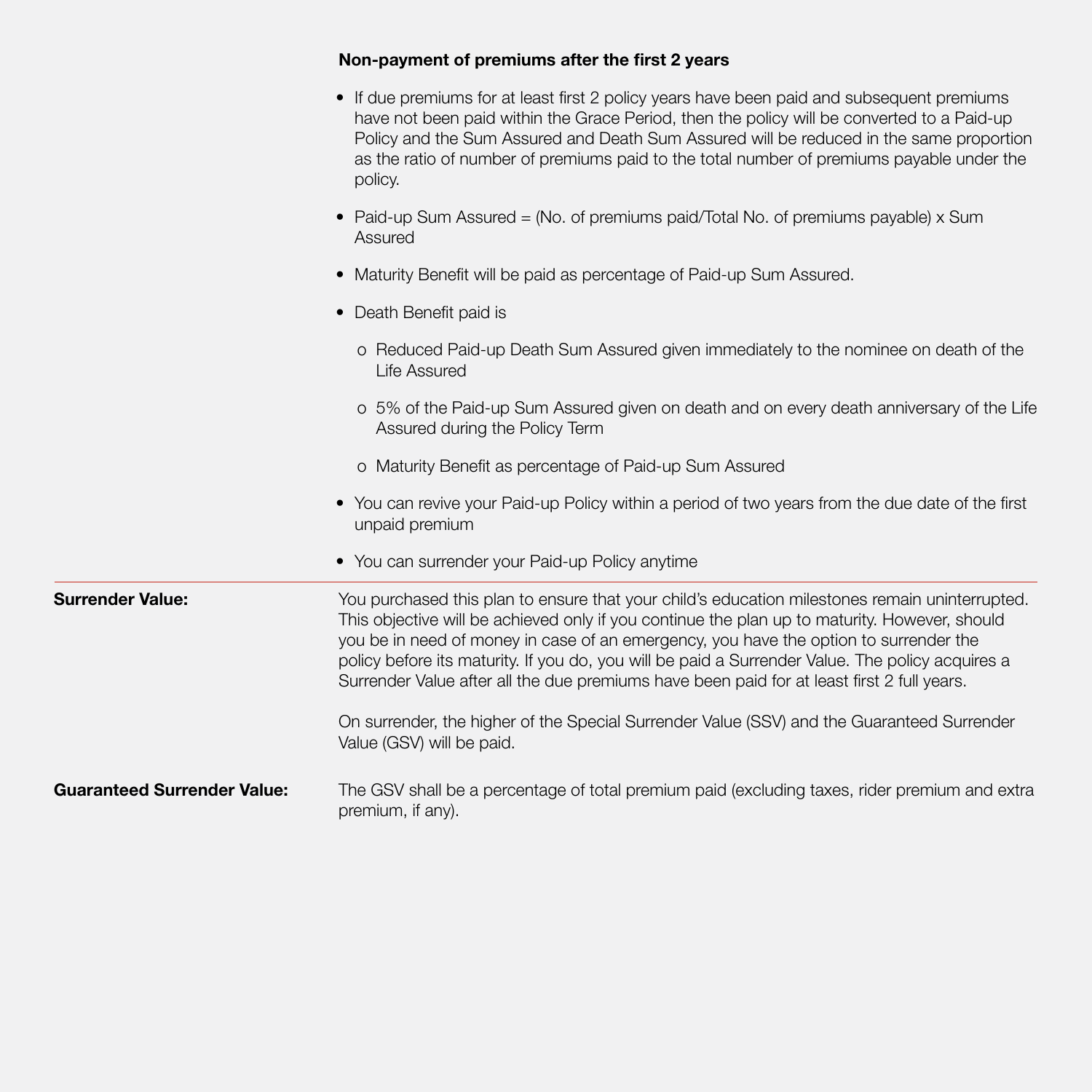**Non-payment of premiums after the first 2 years**

- If due premiums for at least first 2 policy years have been paid and subsequent premiums have not been paid within the Grace Period, then the policy will be converted to a Paid-up Policy and the Sum Assured and Death Sum Assured will be reduced in the same proportion as the ratio of number of premiums paid to the total number of premiums payable under the policy.
- Paid-up Sum Assured = (No. of premiums paid/Total No. of premiums payable) x Sum Assured
- Maturity Benefit will be paid as percentage of Paid-up Sum Assured.
- Death Benefit paid is
  - Reduced Paid-up Death Sum Assured given immediately to the nominee on death of the Life Assured
  - 5% of the Paid-up Sum Assured given on death and on every death anniversary of the Life Assured during the Policy Term
  - Maturity Benefit as percentage of Paid-up Sum Assured
- You can revive your Paid-up Policy within a period of two years from the due date of the first unpaid premium
- You can surrender your Paid-up Policy anytime

---

**Surrender Value:**

You purchased this plan to ensure that your child's education milestones remain uninterrupted. This objective will be achieved only if you continue the plan up to maturity. However, should you be in need of money in case of an emergency, you have the option to surrender the policy before its maturity. If you do, you will be paid a Surrender Value. The policy acquires a Surrender Value after all the due premiums have been paid for at least first 2 full years.

On surrender, the higher of the Special Surrender Value (SSV) and the Guaranteed Surrender Value (GSV) will be paid.

**Guaranteed Surrender Value:**

The GSV shall be a percentage of total premium paid (excluding taxes, rider premium and extra premium, if any).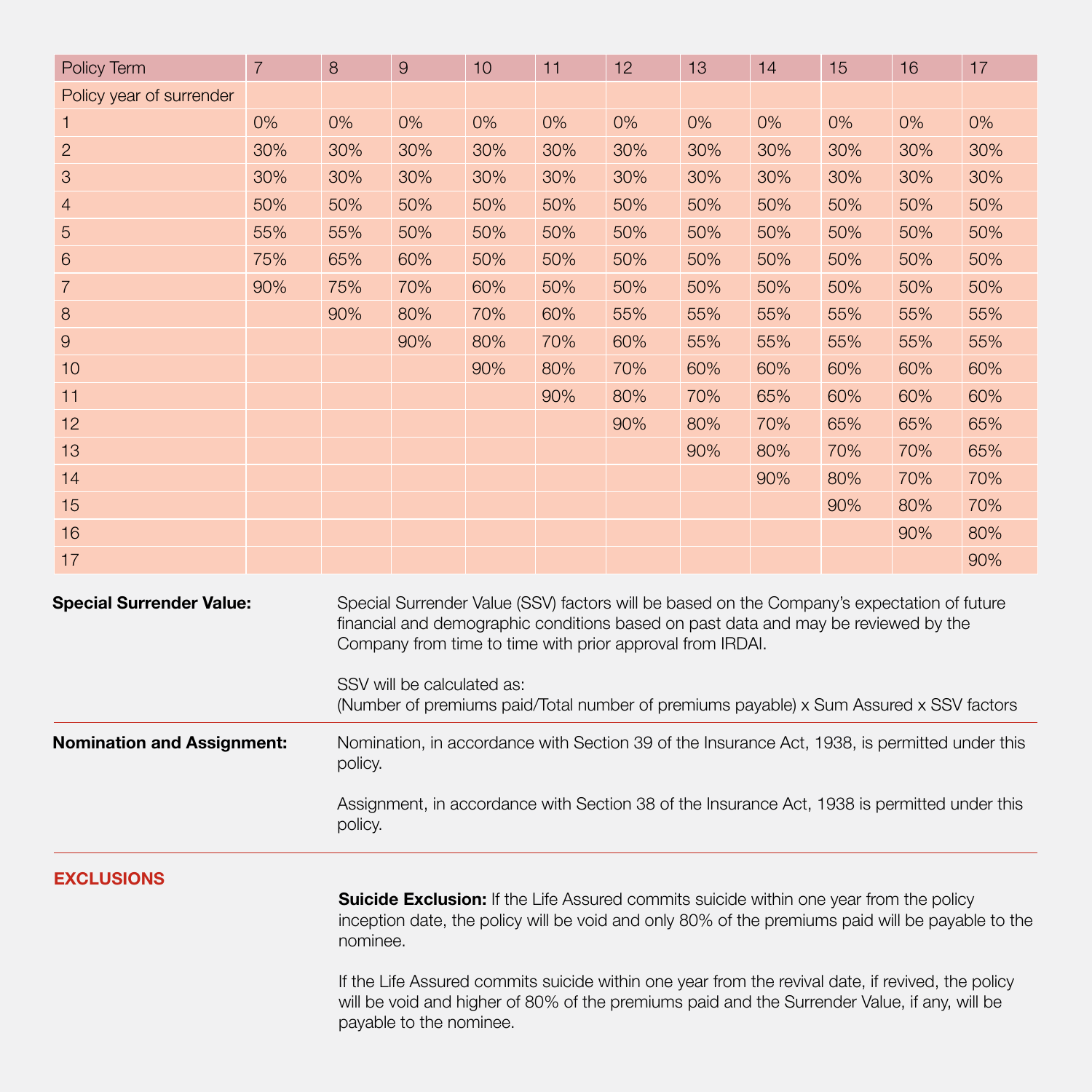| Policy Term | 7 | 8 | 9 | 10 | 11 | 12 | 13 | 14 | 15 | 16 | 17 |
|---|---|---|---|---|---|---|---|---|---|---|---|
| Policy year of surrender | | | | | | | | | | | |
| 1 | 0% | 0% | 0% | 0% | 0% | 0% | 0% | 0% | 0% | 0% | 0% |
| 2 | 30% | 30% | 30% | 30% | 30% | 30% | 30% | 30% | 30% | 30% | 30% |
| 3 | 30% | 30% | 30% | 30% | 30% | 30% | 30% | 30% | 30% | 30% | 30% |
| 4 | 50% | 50% | 50% | 50% | 50% | 50% | 50% | 50% | 50% | 50% | 50% |
| 5 | 55% | 55% | 50% | 50% | 50% | 50% | 50% | 50% | 50% | 50% | 50% |
| 6 | 75% | 65% | 60% | 50% | 50% | 50% | 50% | 50% | 50% | 50% | 50% |
| 7 | 90% | 75% | 70% | 60% | 50% | 50% | 50% | 50% | 50% | 50% | 50% |
| 8 | | 90% | 80% | 70% | 60% | 55% | 55% | 55% | 55% | 55% | 55% |
| 9 | | | 90% | 80% | 70% | 60% | 55% | 55% | 55% | 55% | 55% |
| 10 | | | | 90% | 80% | 70% | 60% | 60% | 60% | 60% | 60% |
| 11 | | | | | 90% | 80% | 70% | 65% | 60% | 60% | 60% |
| 12 | | | | | | 90% | 80% | 70% | 65% | 65% | 65% |
| 13 | | | | | | | 90% | 80% | 70% | 70% | 65% |
| 14 | | | | | | | | 90% | 80% | 70% | 70% |
| 15 | | | | | | | | | 90% | 80% | 70% |
| 16 | | | | | | | | | | 90% | 80% |
| 17 | | | | | | | | | | | 90% |

**Special Surrender Value:**

Special Surrender Value (SSV) factors will be based on the Company's expectation of future financial and demographic conditions based on past data and may be reviewed by the Company from time to time with prior approval from IRDAI.

SSV will be calculated as:
(Number of premiums paid/Total number of premiums payable) x Sum Assured x SSV factors

**Nomination and Assignment:**

Nomination, in accordance with Section 39 of the Insurance Act, 1938, is permitted under this policy.

Assignment, in accordance with Section 38 of the Insurance Act, 1938 is permitted under this policy.

## EXCLUSIONS

**Suicide Exclusion:** If the Life Assured commits suicide within one year from the policy inception date, the policy will be void and only 80% of the premiums paid will be payable to the nominee.

If the Life Assured commits suicide within one year from the revival date, if revived, the policy will be void and higher of 80% of the premiums paid and the Surrender Value, if any, will be payable to the nominee.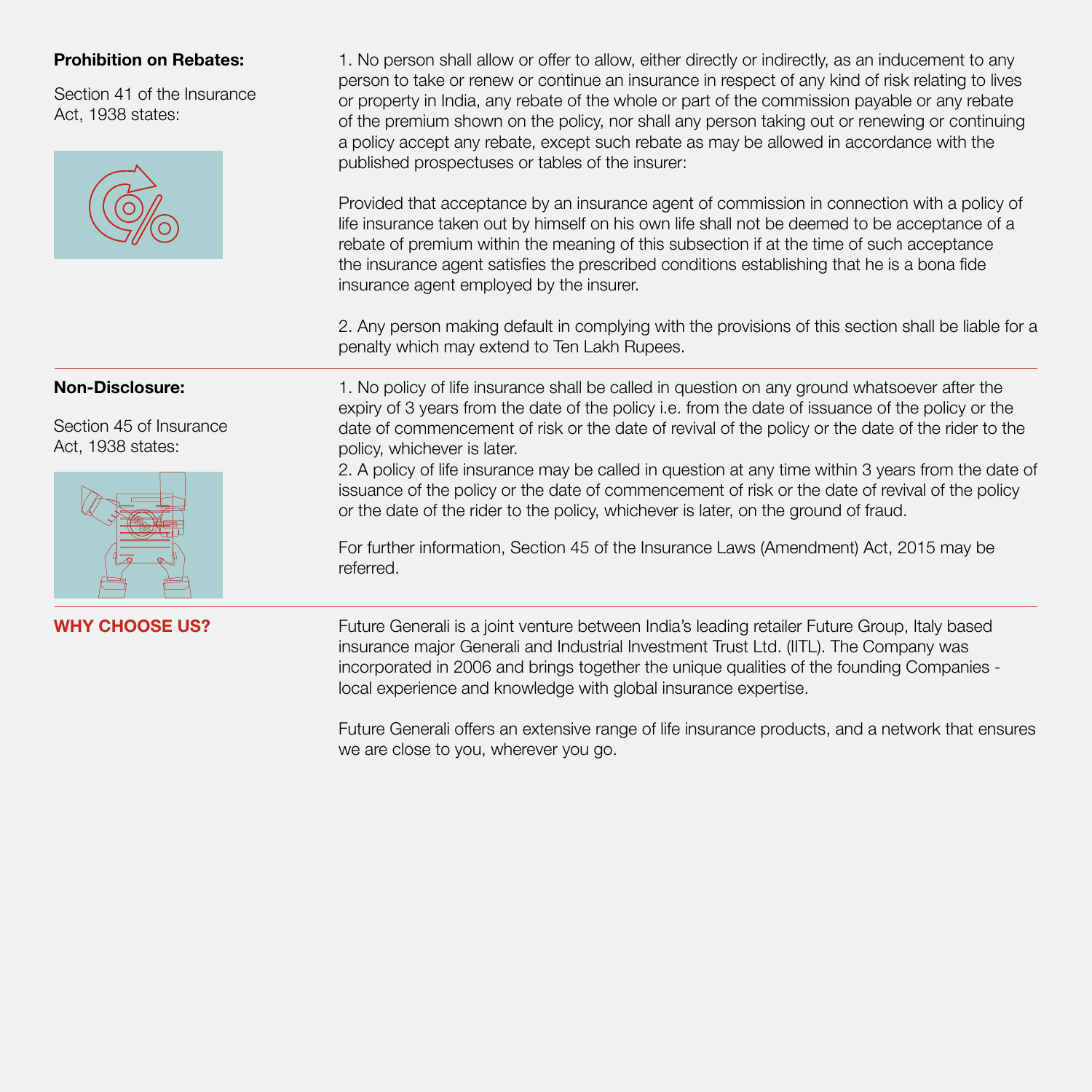**Prohibition on Rebates:**

Section 41 of the Insurance Act, 1938 states:

1. No person shall allow or offer to allow, either directly or indirectly, as an inducement to any person to take or renew or continue an insurance in respect of any kind of risk relating to lives or property in India, any rebate of the whole or part of the commission payable or any rebate of the premium shown on the policy, nor shall any person taking out or renewing or continuing a policy accept any rebate, except such rebate as may be allowed in accordance with the published prospectuses or tables of the insurer:

Provided that acceptance by an insurance agent of commission in connection with a policy of life insurance taken out by himself on his own life shall not be deemed to be acceptance of a rebate of premium within the meaning of this subsection if at the time of such acceptance the insurance agent satisfies the prescribed conditions establishing that he is a bona fide insurance agent employed by the insurer.

2. Any person making default in complying with the provisions of this section shall be liable for a penalty which may extend to Ten Lakh Rupees.

---

**Non-Disclosure:**

Section 45 of Insurance Act, 1938 states:

1. No policy of life insurance shall be called in question on any ground whatsoever after the expiry of 3 years from the date of the policy i.e. from the date of issuance of the policy or the date of commencement of risk or the date of revival of the policy or the date of the rider to the policy, whichever is later.
2. A policy of life insurance may be called in question at any time within 3 years from the date of issuance of the policy or the date of commencement of risk or the date of revival of the policy or the date of the rider to the policy, whichever is later, on the ground of fraud.

For further information, Section 45 of the Insurance Laws (Amendment) Act, 2015 may be referred.

---

## WHY CHOOSE US?

Future Generali is a joint venture between India's leading retailer Future Group, Italy based insurance major Generali and Industrial Investment Trust Ltd. (IITL). The Company was incorporated in 2006 and brings together the unique qualities of the founding Companies - local experience and knowledge with global insurance expertise.

Future Generali offers an extensive range of life insurance products, and a network that ensures we are close to you, wherever you go.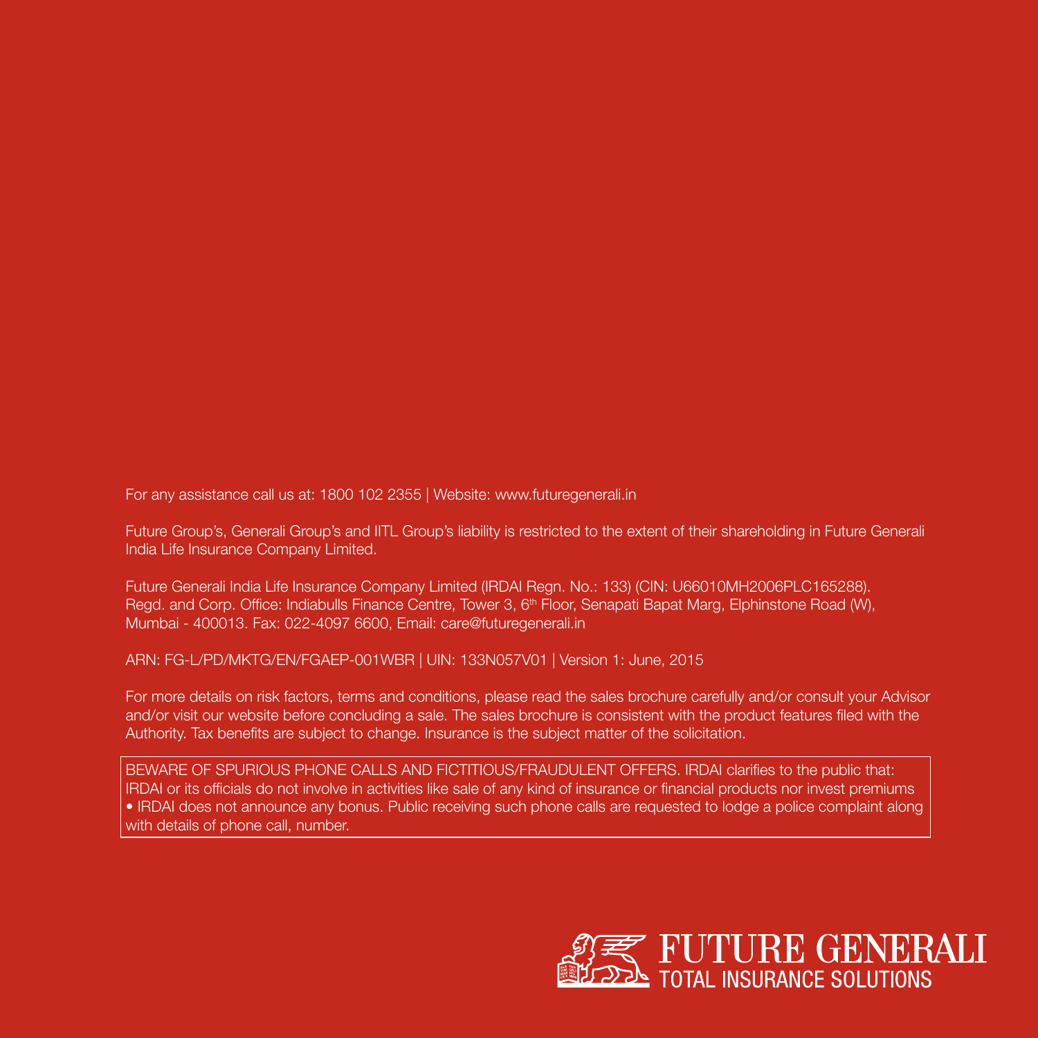For any assistance call us at: 1800 102 2355 | Website: www.futuregenerali.in

Future Group's, Generali Group's and IITL Group's liability is restricted to the extent of their shareholding in Future Generali India Life Insurance Company Limited.

Future Generali India Life Insurance Company Limited (IRDAI Regn. No.: 133) (CIN: U66010MH2006PLC165288). Regd. and Corp. Office: Indiabulls Finance Centre, Tower 3, 6th Floor, Senapati Bapat Marg, Elphinstone Road (W), Mumbai - 400013. Fax: 022-4097 6600, Email: care@futuregenerali.in

ARN: FG-L/PD/MKTG/EN/FGAEP-001WBR | UIN: 133N057V01 | Version 1: June, 2015

For more details on risk factors, terms and conditions, please read the sales brochure carefully and/or consult your Advisor and/or visit our website before concluding a sale. The sales brochure is consistent with the product features filed with the Authority. Tax benefits are subject to change. Insurance is the subject matter of the solicitation.

BEWARE OF SPURIOUS PHONE CALLS AND FICTITIOUS/FRAUDULENT OFFERS. IRDAI clarifies to the public that: IRDAI or its officials do not involve in activities like sale of any kind of insurance or financial products nor invest premiums • IRDAI does not announce any bonus. Public receiving such phone calls are requested to lodge a police complaint along with details of phone call, number.

FUTURE GENERALI
TOTAL INSURANCE SOLUTIONS